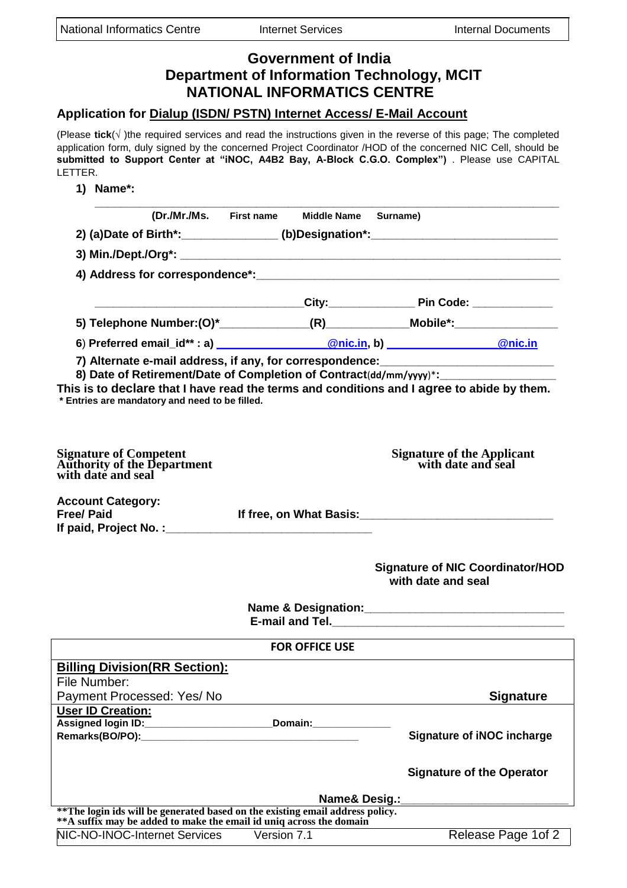# Government of India
# Department of Information Technology, MCIT
# NATIONAL INFORMATICS CENTRE

## Application for Dialup (ISDN/ PSTN) Internet Access/ E-Mail Account

(Please **tick**(√ )the required services and read the instructions given in the reverse of this page; The completed application form, duly signed by the concerned Project Coordinator /HOD of the concerned NIC Cell, should be **submitted to Support Center at "iNOC, A4B2 Bay, A-Block C.G.O. Complex")** . Please use CAPITAL LETTER.

**1) Name*:**

______________________________________________________________________

**(Dr./Mr./Ms. First name Middle Name Surname)**

**2) (a)Date of Birth*:**_______________ **(b)Designation*:**_____________________________

**3) Min./Dept./Org*:** ______________________________________________________________

**4) Address for correspondence*:**______________________________________________

__________________________________**City:**______________ **Pin Code:** _____________

**5) Telephone Number:(O)***______________**(R)**_____________**Mobile*:**________________

**6) Preferred email_id** : a)** _________________**@nic.in, b)** _________________**@nic.in**

**7) Alternate e-mail address, if any, for correspondence:**___________________________

**8) Date of Retirement/Date of Completion of Contract**(**dd/mm/yyyy**)***:**__________________

**This is to declare that I have read the terms and conditions and I agree to abide by them.**

*** Entries are mandatory and need to be filled.**

**Signature of Competent Authority of the Department with date and seal**

**Signature of the Applicant with date and seal**

**Account Category:**
**Free/ Paid** **If free, on What Basis:**______________________________
**If paid, Project No. :**________________________________

**Signature of NIC Coordinator/HOD with date and seal**

**Name & Designation:**_______________________________
**E-mail and Tel.**___________________________________

| FOR OFFICE USE | |
|---|---|
| **Billing Division(RR Section):**<br>File Number:<br>Payment Processed: Yes/ No | **Signature** |
| **User ID Creation:**<br>**Assigned login ID:**______________________**Domain:**_____________<br>**Remarks(BO/PO):**_____________________________________ | **Signature of iNOC incharge**<br><br>**Signature of the Operator** |
| | **Name& Desig.:**_________________________ |

**\*\*The login ids will be generated based on the existing email address policy.**
**\*\*A suffix may be added to make the email id uniq across the domain**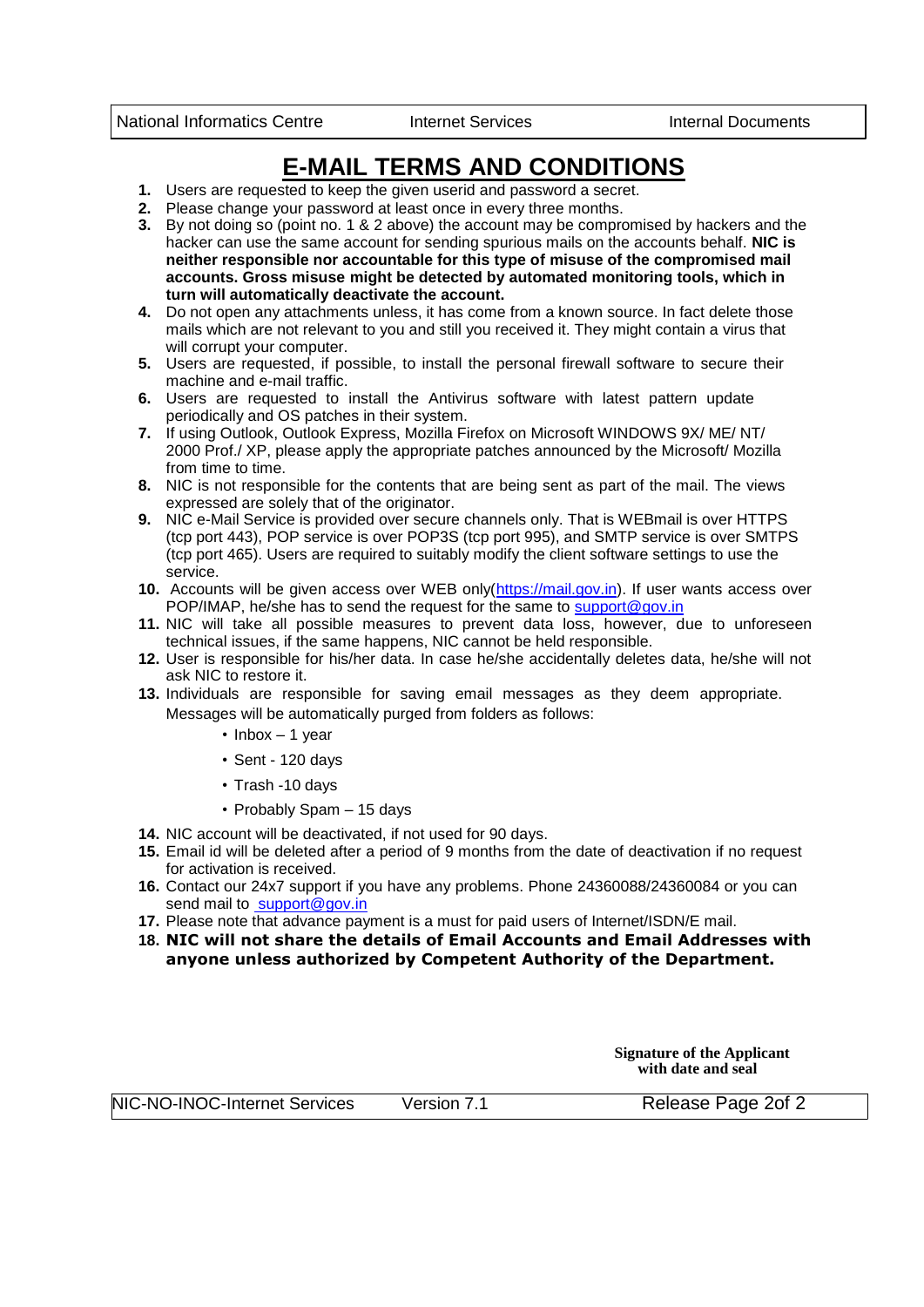# E-MAIL TERMS AND CONDITIONS

1. Users are requested to keep the given userid and password a secret.
2. Please change your password at least once in every three months.
3. By not doing so (point no. 1 & 2 above) the account may be compromised by hackers and the hacker can use the same account for sending spurious mails on the accounts behalf. **NIC is neither responsible nor accountable for this type of misuse of the compromised mail accounts. Gross misuse might be detected by automated monitoring tools, which in turn will automatically deactivate the account.**
4. Do not open any attachments unless, it has come from a known source. In fact delete those mails which are not relevant to you and still you received it. They might contain a virus that will corrupt your computer.
5. Users are requested, if possible, to install the personal firewall software to secure their machine and e-mail traffic.
6. Users are requested to install the Antivirus software with latest pattern update periodically and OS patches in their system.
7. If using Outlook, Outlook Express, Mozilla Firefox on Microsoft WINDOWS 9X/ ME/ NT/ 2000 Prof./ XP, please apply the appropriate patches announced by the Microsoft/ Mozilla from time to time.
8. NIC is not responsible for the contents that are being sent as part of the mail. The views expressed are solely that of the originator.
9. NIC e-Mail Service is provided over secure channels only. That is WEBmail is over HTTPS (tcp port 443), POP service is over POP3S (tcp port 995), and SMTP service is over SMTPS (tcp port 465). Users are required to suitably modify the client software settings to use the service.
10. Accounts will be given access over WEB only(https://mail.gov.in). If user wants access over POP/IMAP, he/she has to send the request for the same to support@gov.in
11. NIC will take all possible measures to prevent data loss, however, due to unforeseen technical issues, if the same happens, NIC cannot be held responsible.
12. User is responsible for his/her data. In case he/she accidentally deletes data, he/she will not ask NIC to restore it.
13. Individuals are responsible for saving email messages as they deem appropriate. Messages will be automatically purged from folders as follows:
    - Inbox – 1 year
    - Sent - 120 days
    - Trash -10 days
    - Probably Spam – 15 days
14. NIC account will be deactivated, if not used for 90 days.
15. Email id will be deleted after a period of 9 months from the date of deactivation if no request for activation is received.
16. Contact our 24x7 support if you have any problems. Phone 24360088/24360084 or you can send mail to support@gov.in
17. Please note that advance payment is a must for paid users of Internet/ISDN/E mail.
18. **NIC will not share the details of Email Accounts and Email Addresses with anyone unless authorized by Competent Authority of the Department.**

**Signature of the Applicant with date and seal**